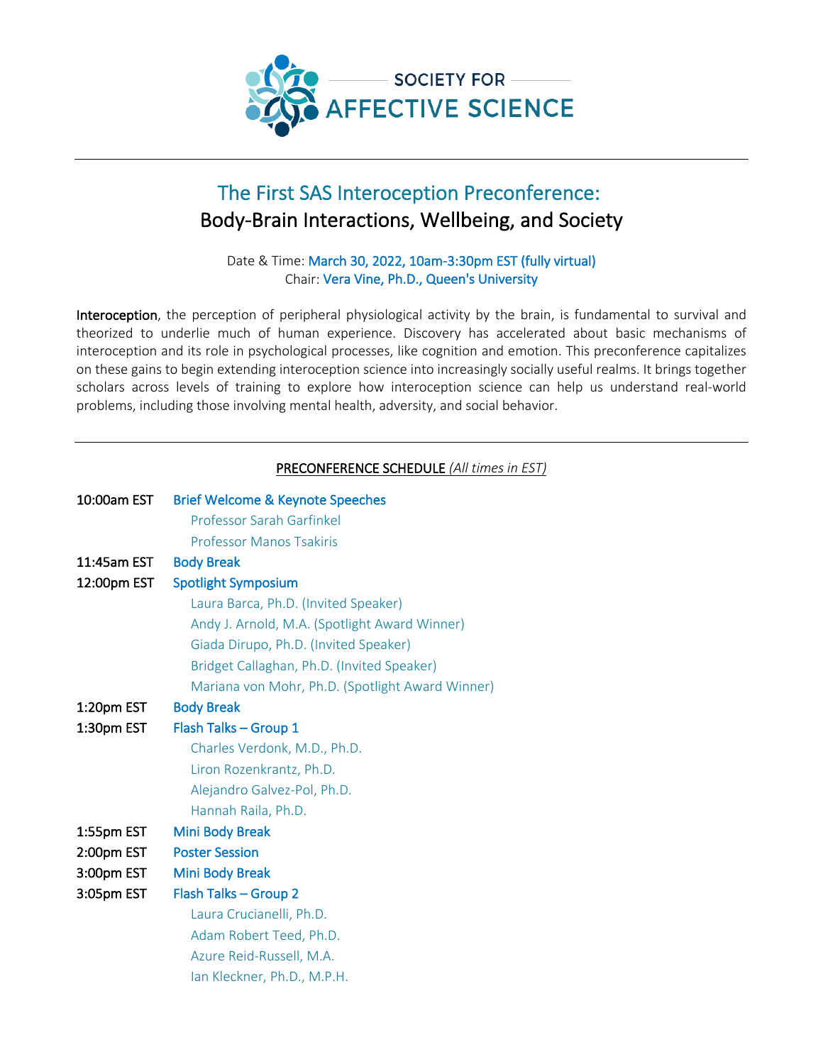SOCIETY FOR AFFECTIVE SCIENCE

# The First SAS Interoception Preconference: Body-Brain Interactions, Wellbeing, and Society

Date & Time: March 30, 2022, 10am-3:30pm EST (fully virtual)
Chair: Vera Vine, Ph.D., Queen's University

**Interoception**, the perception of peripheral physiological activity by the brain, is fundamental to survival and theorized to underlie much of human experience. Discovery has accelerated about basic mechanisms of interoception and its role in psychological processes, like cognition and emotion. This preconference capitalizes on these gains to begin extending interoception science into increasingly socially useful realms. It brings together scholars across levels of training to explore how interoception science can help us understand real-world problems, including those involving mental health, adversity, and social behavior.

## PRECONFERENCE SCHEDULE *(All times in EST)*

**10:00am EST** Brief Welcome & Keynote Speeches
- Professor Sarah Garfinkel
- Professor Manos Tsakiris

**11:45am EST** Body Break

**12:00pm EST** Spotlight Symposium
- Laura Barca, Ph.D. (Invited Speaker)
- Andy J. Arnold, M.A. (Spotlight Award Winner)
- Giada Dirupo, Ph.D. (Invited Speaker)
- Bridget Callaghan, Ph.D. (Invited Speaker)
- Mariana von Mohr, Ph.D. (Spotlight Award Winner)

**1:20pm EST** Body Break

**1:30pm EST** Flash Talks – Group 1
- Charles Verdonk, M.D., Ph.D.
- Liron Rozenkrantz, Ph.D.
- Alejandro Galvez-Pol, Ph.D.
- Hannah Raila, Ph.D.

**1:55pm EST** Mini Body Break

**2:00pm EST** Poster Session

**3:00pm EST** Mini Body Break

**3:05pm EST** Flash Talks – Group 2
- Laura Crucianelli, Ph.D.
- Adam Robert Teed, Ph.D.
- Azure Reid-Russell, M.A.
- Ian Kleckner, Ph.D., M.P.H.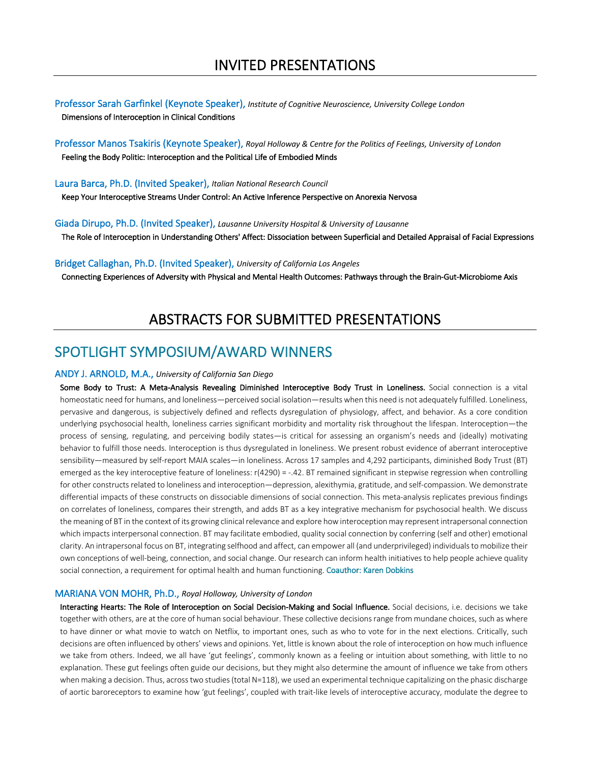# INVITED PRESENTATIONS

**Professor Sarah Garfinkel (Keynote Speaker),** *Institute of Cognitive Neuroscience, University College London*
Dimensions of Interoception in Clinical Conditions

**Professor Manos Tsakiris (Keynote Speaker),** *Royal Holloway & Centre for the Politics of Feelings, University of London*
Feeling the Body Politic: Interoception and the Political Life of Embodied Minds

**Laura Barca, Ph.D. (Invited Speaker),** *Italian National Research Council*
Keep Your Interoceptive Streams Under Control: An Active Inference Perspective on Anorexia Nervosa

**Giada Dirupo, Ph.D. (Invited Speaker),** *Lausanne University Hospital & University of Lausanne*
The Role of Interoception in Understanding Others' Affect: Dissociation between Superficial and Detailed Appraisal of Facial Expressions

**Bridget Callaghan, Ph.D. (Invited Speaker),** *University of California Los Angeles*
Connecting Experiences of Adversity with Physical and Mental Health Outcomes: Pathways through the Brain-Gut-Microbiome Axis

# ABSTRACTS FOR SUBMITTED PRESENTATIONS

## SPOTLIGHT SYMPOSIUM/AWARD WINNERS

### ANDY J. ARNOLD, M.A., *University of California San Diego*

**Some Body to Trust: A Meta-Analysis Revealing Diminished Interoceptive Body Trust in Loneliness.** Social connection is a vital homeostatic need for humans, and loneliness—perceived social isolation—results when this need is not adequately fulfilled. Loneliness, pervasive and dangerous, is subjectively defined and reflects dysregulation of physiology, affect, and behavior. As a core condition underlying psychosocial health, loneliness carries significant morbidity and mortality risk throughout the lifespan. Interoception—the process of sensing, regulating, and perceiving bodily states—is critical for assessing an organism's needs and (ideally) motivating behavior to fulfill those needs. Interoception is thus dysregulated in loneliness. We present robust evidence of aberrant interoceptive sensibility—measured by self-report MAIA scales—in loneliness. Across 17 samples and 4,292 participants, diminished Body Trust (BT) emerged as the key interoceptive feature of loneliness: $r(4290) = -.42$. BT remained significant in stepwise regression when controlling for other constructs related to loneliness and interoception—depression, alexithymia, gratitude, and self-compassion. We demonstrate differential impacts of these constructs on dissociable dimensions of social connection. This meta-analysis replicates previous findings on correlates of loneliness, compares their strength, and adds BT as a key integrative mechanism for psychosocial health. We discuss the meaning of BT in the context of its growing clinical relevance and explore how interoception may represent intrapersonal connection which impacts interpersonal connection. BT may facilitate embodied, quality social connection by conferring (self and other) emotional clarity. An intrapersonal focus on BT, integrating selfhood and affect, can empower all (and underprivileged) individuals to mobilize their own conceptions of well-being, connection, and social change. Our research can inform health initiatives to help people achieve quality social connection, a requirement for optimal health and human functioning. Coauthor: Karen Dobkins

### MARIANA VON MOHR, Ph.D., *Royal Holloway, University of London*

**Interacting Hearts: The Role of Interoception on Social Decision-Making and Social Influence.** Social decisions, i.e. decisions we take together with others, are at the core of human social behaviour. These collective decisions range from mundane choices, such as where to have dinner or what movie to watch on Netflix, to important ones, such as who to vote for in the next elections. Critically, such decisions are often influenced by others' views and opinions. Yet, little is known about the role of interoception on how much influence we take from others. Indeed, we all have 'gut feelings', commonly known as a feeling or intuition about something, with little to no explanation. These gut feelings often guide our decisions, but they might also determine the amount of influence we take from others when making a decision. Thus, across two studies (total N=118), we used an experimental technique capitalizing on the phasic discharge of aortic baroreceptors to examine how 'gut feelings', coupled with trait-like levels of interoceptive accuracy, modulate the degree to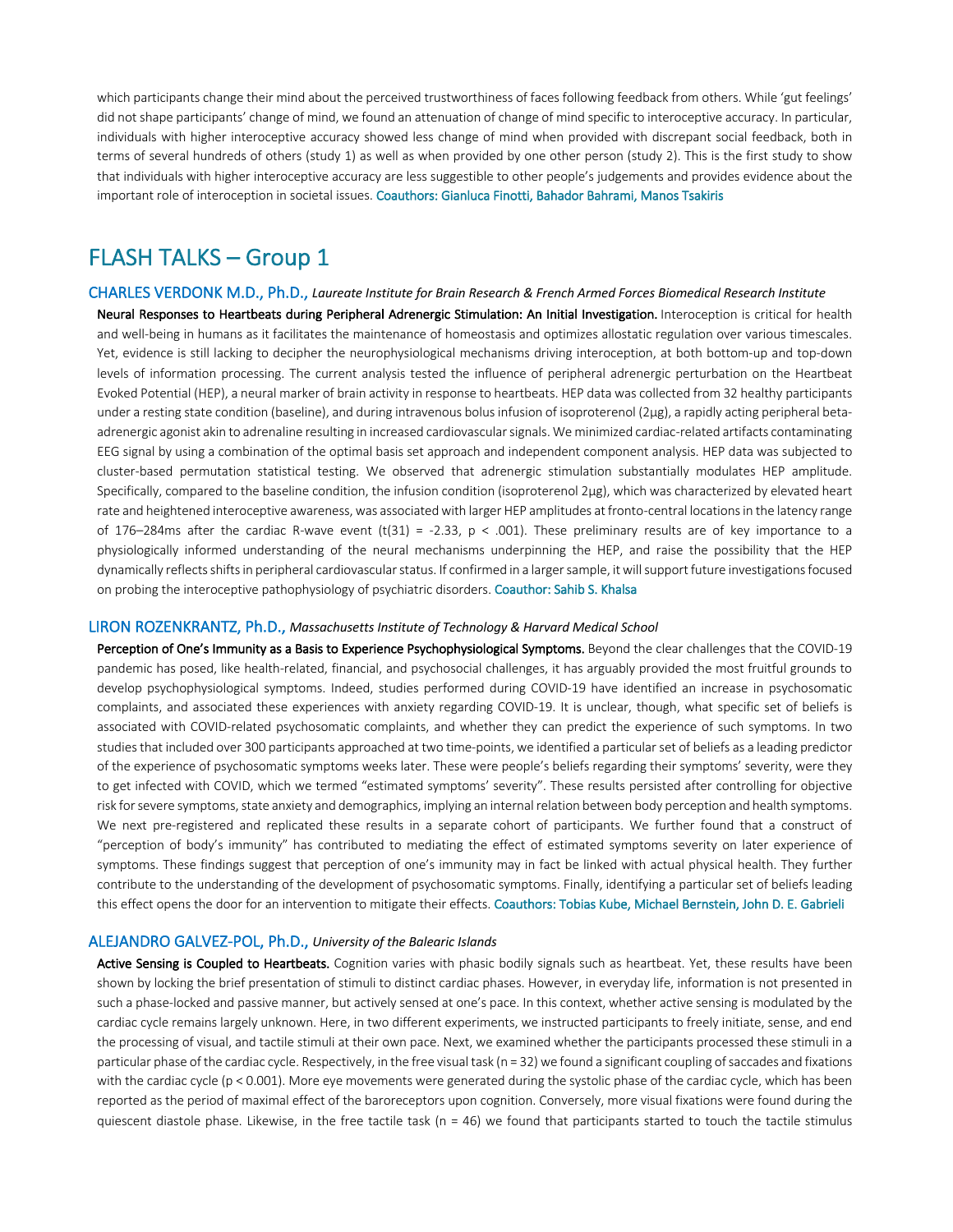which participants change their mind about the perceived trustworthiness of faces following feedback from others. While 'gut feelings' did not shape participants' change of mind, we found an attenuation of change of mind specific to interoceptive accuracy. In particular, individuals with higher interoceptive accuracy showed less change of mind when provided with discrepant social feedback, both in terms of several hundreds of others (study 1) as well as when provided by one other person (study 2). This is the first study to show that individuals with higher interoceptive accuracy are less suggestible to other people's judgements and provides evidence about the important role of interoception in societal issues. Coauthors: Gianluca Finotti, Bahador Bahrami, Manos Tsakiris

# FLASH TALKS – Group 1

### CHARLES VERDONK M.D., Ph.D., *Laureate Institute for Brain Research & French Armed Forces Biomedical Research Institute*

**Neural Responses to Heartbeats during Peripheral Adrenergic Stimulation: An Initial Investigation.** Interoception is critical for health and well-being in humans as it facilitates the maintenance of homeostasis and optimizes allostatic regulation over various timescales. Yet, evidence is still lacking to decipher the neurophysiological mechanisms driving interoception, at both bottom-up and top-down levels of information processing. The current analysis tested the influence of peripheral adrenergic perturbation on the Heartbeat Evoked Potential (HEP), a neural marker of brain activity in response to heartbeats. HEP data was collected from 32 healthy participants under a resting state condition (baseline), and during intravenous bolus infusion of isoproterenol (2µg), a rapidly acting peripheral beta-adrenergic agonist akin to adrenaline resulting in increased cardiovascular signals. We minimized cardiac-related artifacts contaminating EEG signal by using a combination of the optimal basis set approach and independent component analysis. HEP data was subjected to cluster-based permutation statistical testing. We observed that adrenergic stimulation substantially modulates HEP amplitude. Specifically, compared to the baseline condition, the infusion condition (isoproterenol 2µg), which was characterized by elevated heart rate and heightened interoceptive awareness, was associated with larger HEP amplitudes at fronto-central locations in the latency range of 176–284ms after the cardiac R-wave event ($t(31) = -2.33$, $p < .001$). These preliminary results are of key importance to a physiologically informed understanding of the neural mechanisms underpinning the HEP, and raise the possibility that the HEP dynamically reflects shifts in peripheral cardiovascular status. If confirmed in a larger sample, it will support future investigations focused on probing the interoceptive pathophysiology of psychiatric disorders. Coauthor: Sahib S. Khalsa

### LIRON ROZENKRANTZ, Ph.D., *Massachusetts Institute of Technology & Harvard Medical School*

**Perception of One's Immunity as a Basis to Experience Psychophysiological Symptoms.** Beyond the clear challenges that the COVID-19 pandemic has posed, like health-related, financial, and psychosocial challenges, it has arguably provided the most fruitful grounds to develop psychophysiological symptoms. Indeed, studies performed during COVID-19 have identified an increase in psychosomatic complaints, and associated these experiences with anxiety regarding COVID-19. It is unclear, though, what specific set of beliefs is associated with COVID-related psychosomatic complaints, and whether they can predict the experience of such symptoms. In two studies that included over 300 participants approached at two time-points, we identified a particular set of beliefs as a leading predictor of the experience of psychosomatic symptoms weeks later. These were people's beliefs regarding their symptoms' severity, were they to get infected with COVID, which we termed "estimated symptoms' severity". These results persisted after controlling for objective risk for severe symptoms, state anxiety and demographics, implying an internal relation between body perception and health symptoms. We next pre-registered and replicated these results in a separate cohort of participants. We further found that a construct of "perception of body's immunity" has contributed to mediating the effect of estimated symptoms severity on later experience of symptoms. These findings suggest that perception of one's immunity may in fact be linked with actual physical health. They further contribute to the understanding of the development of psychosomatic symptoms. Finally, identifying a particular set of beliefs leading this effect opens the door for an intervention to mitigate their effects. Coauthors: Tobias Kube, Michael Bernstein, John D. E. Gabrieli

### ALEJANDRO GALVEZ-POL, Ph.D., *University of the Balearic Islands*

**Active Sensing is Coupled to Heartbeats.** Cognition varies with phasic bodily signals such as heartbeat. Yet, these results have been shown by locking the brief presentation of stimuli to distinct cardiac phases. However, in everyday life, information is not presented in such a phase-locked and passive manner, but actively sensed at one's pace. In this context, whether active sensing is modulated by the cardiac cycle remains largely unknown. Here, in two different experiments, we instructed participants to freely initiate, sense, and end the processing of visual, and tactile stimuli at their own pace. Next, we examined whether the participants processed these stimuli in a particular phase of the cardiac cycle. Respectively, in the free visual task ($n = 32$) we found a significant coupling of saccades and fixations with the cardiac cycle ($p < 0.001$). More eye movements were generated during the systolic phase of the cardiac cycle, which has been reported as the period of maximal effect of the baroreceptors upon cognition. Conversely, more visual fixations were found during the quiescent diastole phase. Likewise, in the free tactile task ($n = 46$) we found that participants started to touch the tactile stimulus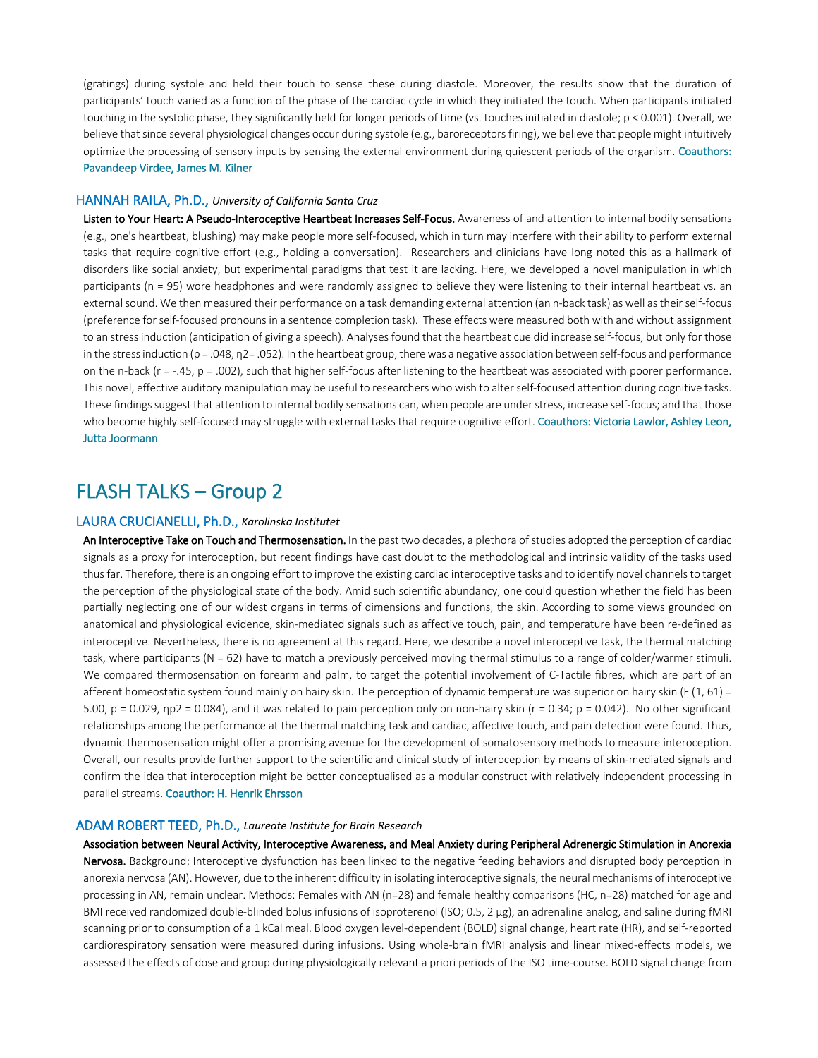(gratings) during systole and held their touch to sense these during diastole. Moreover, the results show that the duration of participants' touch varied as a function of the phase of the cardiac cycle in which they initiated the touch. When participants initiated touching in the systolic phase, they significantly held for longer periods of time (vs. touches initiated in diastole; $p < 0.001$). Overall, we believe that since several physiological changes occur during systole (e.g., baroreceptors firing), we believe that people might intuitively optimize the processing of sensory inputs by sensing the external environment during quiescent periods of the organism. Coauthors: Pavandeep Virdee, James M. Kilner

### HANNAH RAILA, Ph.D., *University of California Santa Cruz*

**Listen to Your Heart: A Pseudo-Interoceptive Heartbeat Increases Self-Focus.** Awareness of and attention to internal bodily sensations (e.g., one's heartbeat, blushing) may make people more self-focused, which in turn may interfere with their ability to perform external tasks that require cognitive effort (e.g., holding a conversation). Researchers and clinicians have long noted this as a hallmark of disorders like social anxiety, but experimental paradigms that test it are lacking. Here, we developed a novel manipulation in which participants ($n = 95$) wore headphones and were randomly assigned to believe they were listening to their internal heartbeat vs. an external sound. We then measured their performance on a task demanding external attention (an n-back task) as well as their self-focus (preference for self-focused pronouns in a sentence completion task). These effects were measured both with and without assignment to an stress induction (anticipation of giving a speech). Analyses found that the heartbeat cue did increase self-focus, but only for those in the stress induction ($p = .048$, $\eta^2 = .052$). In the heartbeat group, there was a negative association between self-focus and performance on the n-back ($r = -.45$, $p = .002$), such that higher self-focus after listening to the heartbeat was associated with poorer performance. This novel, effective auditory manipulation may be useful to researchers who wish to alter self-focused attention during cognitive tasks. These findings suggest that attention to internal bodily sensations can, when people are under stress, increase self-focus; and that those who become highly self-focused may struggle with external tasks that require cognitive effort. Coauthors: Victoria Lawlor, Ashley Leon, Jutta Joormann

## FLASH TALKS – Group 2

### LAURA CRUCIANELLI, Ph.D., *Karolinska Institutet*

**An Interoceptive Take on Touch and Thermosensation.** In the past two decades, a plethora of studies adopted the perception of cardiac signals as a proxy for interoception, but recent findings have cast doubt to the methodological and intrinsic validity of the tasks used thus far. Therefore, there is an ongoing effort to improve the existing cardiac interoceptive tasks and to identify novel channels to target the perception of the physiological state of the body. Amid such scientific abundancy, one could question whether the field has been partially neglecting one of our widest organs in terms of dimensions and functions, the skin. According to some views grounded on anatomical and physiological evidence, skin-mediated signals such as affective touch, pain, and temperature have been re-defined as interoceptive. Nevertheless, there is no agreement at this regard. Here, we describe a novel interoceptive task, the thermal matching task, where participants ($N = 62$) have to match a previously perceived moving thermal stimulus to a range of colder/warmer stimuli. We compared thermosensation on forearm and palm, to target the potential involvement of C-Tactile fibres, which are part of an afferent homeostatic system found mainly on hairy skin. The perception of dynamic temperature was superior on hairy skin ($F(1, 61) = 5.00$, $p = 0.029$, $\eta p^2 = 0.084$), and it was related to pain perception only on non-hairy skin ($r = 0.34$; $p = 0.042$). No other significant relationships among the performance at the thermal matching task and cardiac, affective touch, and pain detection were found. Thus, dynamic thermosensation might offer a promising avenue for the development of somatosensory methods to measure interoception. Overall, our results provide further support to the scientific and clinical study of interoception by means of skin-mediated signals and confirm the idea that interoception might be better conceptualised as a modular construct with relatively independent processing in parallel streams. Coauthor: H. Henrik Ehrsson

### ADAM ROBERT TEED, Ph.D., *Laureate Institute for Brain Research*

**Association between Neural Activity, Interoceptive Awareness, and Meal Anxiety during Peripheral Adrenergic Stimulation in Anorexia Nervosa.** Background: Interoceptive dysfunction has been linked to the negative feeding behaviors and disrupted body perception in anorexia nervosa (AN). However, due to the inherent difficulty in isolating interoceptive signals, the neural mechanisms of interoceptive processing in AN, remain unclear. Methods: Females with AN ($n=28$) and female healthy comparisons (HC, $n=28$) matched for age and BMI received randomized double-blinded bolus infusions of isoproterenol (ISO; 0.5, 2 µg), an adrenaline analog, and saline during fMRI scanning prior to consumption of a 1 kCal meal. Blood oxygen level-dependent (BOLD) signal change, heart rate (HR), and self-reported cardiorespiratory sensation were measured during infusions. Using whole-brain fMRI analysis and linear mixed-effects models, we assessed the effects of dose and group during physiologically relevant a priori periods of the ISO time-course. BOLD signal change from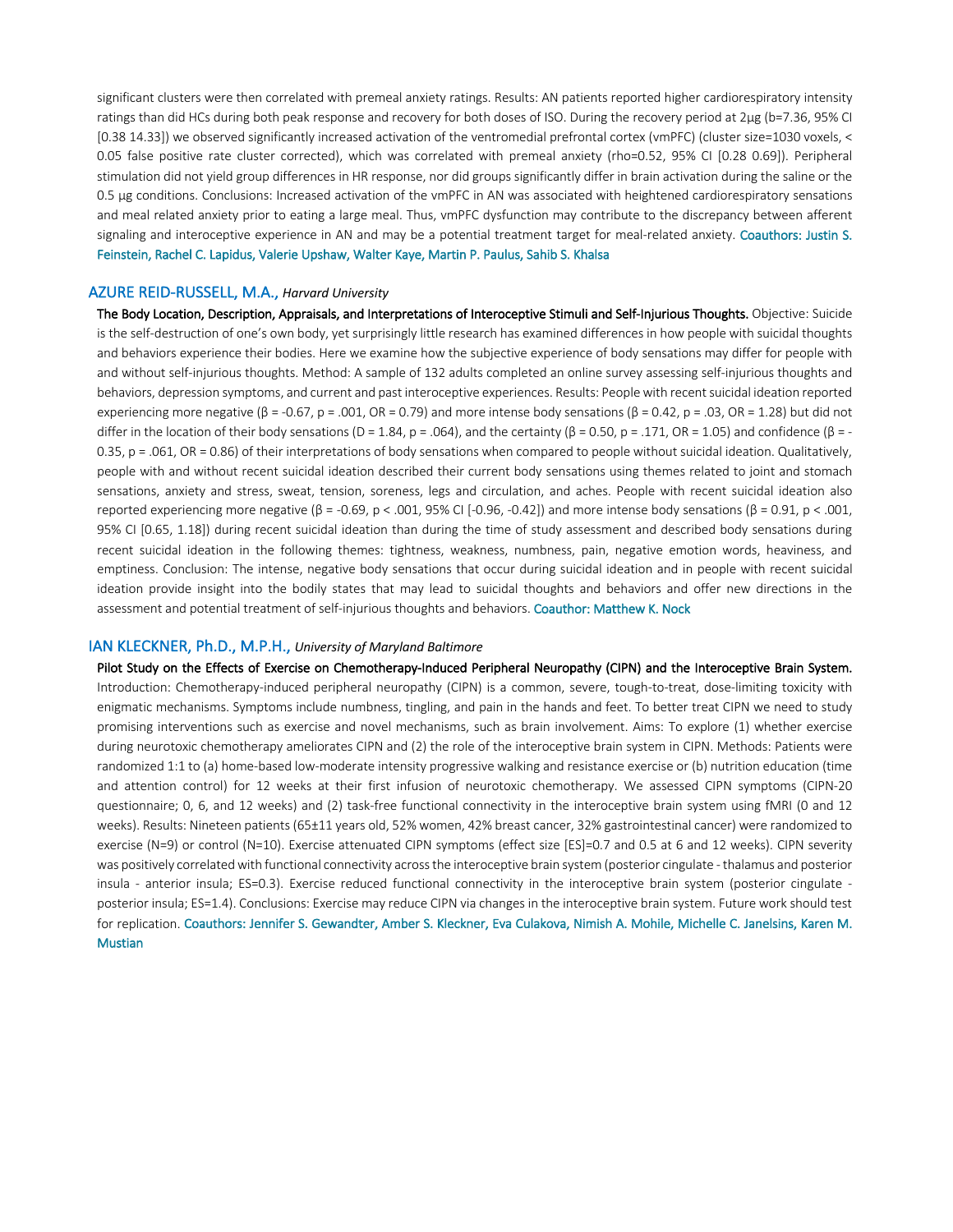significant clusters were then correlated with premeal anxiety ratings. Results: AN patients reported higher cardiorespiratory intensity ratings than did HCs during both peak response and recovery for both doses of ISO. During the recovery period at 2µg (b=7.36, 95% CI [0.38 14.33]) we observed significantly increased activation of the ventromedial prefrontal cortex (vmPFC) (cluster size=1030 voxels, < 0.05 false positive rate cluster corrected), which was correlated with premeal anxiety (rho=0.52, 95% CI [0.28 0.69]). Peripheral stimulation did not yield group differences in HR response, nor did groups significantly differ in brain activation during the saline or the 0.5 µg conditions. Conclusions: Increased activation of the vmPFC in AN was associated with heightened cardiorespiratory sensations and meal related anxiety prior to eating a large meal. Thus, vmPFC dysfunction may contribute to the discrepancy between afferent signaling and interoceptive experience in AN and may be a potential treatment target for meal-related anxiety. Coauthors: Justin S. Feinstein, Rachel C. Lapidus, Valerie Upshaw, Walter Kaye, Martin P. Paulus, Sahib S. Khalsa

## AZURE REID-RUSSELL, M.A., *Harvard University*

**The Body Location, Description, Appraisals, and Interpretations of Interoceptive Stimuli and Self-Injurious Thoughts.** Objective: Suicide is the self-destruction of one's own body, yet surprisingly little research has examined differences in how people with suicidal thoughts and behaviors experience their bodies. Here we examine how the subjective experience of body sensations may differ for people with and without self-injurious thoughts. Method: A sample of 132 adults completed an online survey assessing self-injurious thoughts and behaviors, depression symptoms, and current and past interoceptive experiences. Results: People with recent suicidal ideation reported experiencing more negative (β = -0.67, p = .001, OR = 0.79) and more intense body sensations (β = 0.42, p = .03, OR = 1.28) but did not differ in the location of their body sensations (D = 1.84, p = .064), and the certainty (β = 0.50, p = .171, OR = 1.05) and confidence (β = -0.35, p = .061, OR = 0.86) of their interpretations of body sensations when compared to people without suicidal ideation. Qualitatively, people with and without recent suicidal ideation described their current body sensations using themes related to joint and stomach sensations, anxiety and stress, sweat, tension, soreness, legs and circulation, and aches. People with recent suicidal ideation also reported experiencing more negative (β = -0.69, p < .001, 95% CI [-0.96, -0.42]) and more intense body sensations (β = 0.91, p < .001, 95% CI [0.65, 1.18]) during recent suicidal ideation than during the time of study assessment and described body sensations during recent suicidal ideation in the following themes: tightness, weakness, numbness, pain, negative emotion words, heaviness, and emptiness. Conclusion: The intense, negative body sensations that occur during suicidal ideation and in people with recent suicidal ideation provide insight into the bodily states that may lead to suicidal thoughts and behaviors and offer new directions in the assessment and potential treatment of self-injurious thoughts and behaviors. Coauthor: Matthew K. Nock

## IAN KLECKNER, Ph.D., M.P.H., *University of Maryland Baltimore*

**Pilot Study on the Effects of Exercise on Chemotherapy-Induced Peripheral Neuropathy (CIPN) and the Interoceptive Brain System.** Introduction: Chemotherapy-induced peripheral neuropathy (CIPN) is a common, severe, tough-to-treat, dose-limiting toxicity with enigmatic mechanisms. Symptoms include numbness, tingling, and pain in the hands and feet. To better treat CIPN we need to study promising interventions such as exercise and novel mechanisms, such as brain involvement. Aims: To explore (1) whether exercise during neurotoxic chemotherapy ameliorates CIPN and (2) the role of the interoceptive brain system in CIPN. Methods: Patients were randomized 1:1 to (a) home-based low-moderate intensity progressive walking and resistance exercise or (b) nutrition education (time and attention control) for 12 weeks at their first infusion of neurotoxic chemotherapy. We assessed CIPN symptoms (CIPN-20 questionnaire; 0, 6, and 12 weeks) and (2) task-free functional connectivity in the interoceptive brain system using fMRI (0 and 12 weeks). Results: Nineteen patients (65±11 years old, 52% women, 42% breast cancer, 32% gastrointestinal cancer) were randomized to exercise (N=9) or control (N=10). Exercise attenuated CIPN symptoms (effect size [ES]=0.7 and 0.5 at 6 and 12 weeks). CIPN severity was positively correlated with functional connectivity across the interoceptive brain system (posterior cingulate - thalamus and posterior insula - anterior insula; ES=0.3). Exercise reduced functional connectivity in the interoceptive brain system (posterior cingulate - posterior insula; ES=1.4). Conclusions: Exercise may reduce CIPN via changes in the interoceptive brain system. Future work should test for replication. Coauthors: Jennifer S. Gewandter, Amber S. Kleckner, Eva Culakova, Nimish A. Mohile, Michelle C. Janelsins, Karen M. Mustian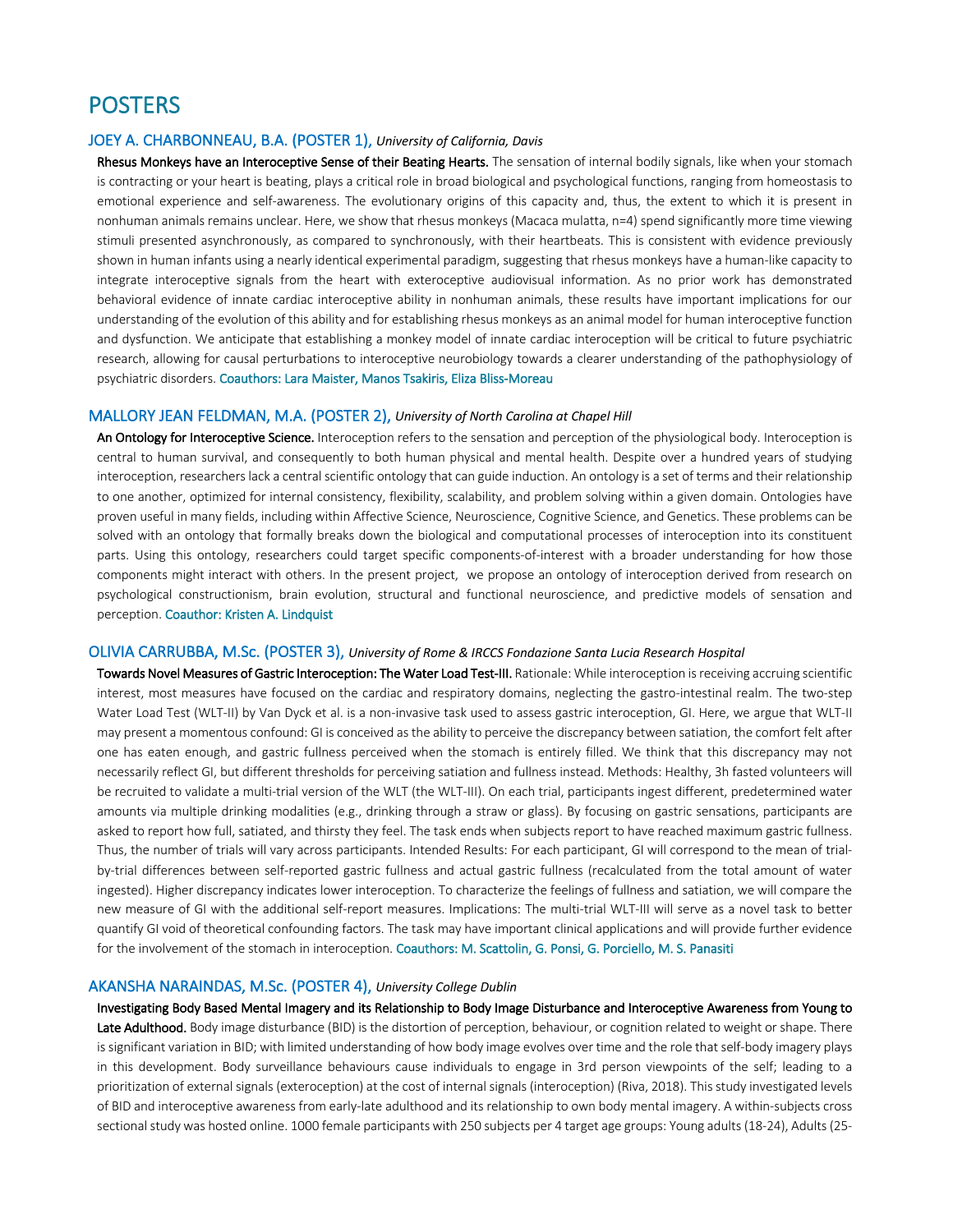# POSTERS

## JOEY A. CHARBONNEAU, B.A. (POSTER 1), *University of California, Davis*

**Rhesus Monkeys have an Interoceptive Sense of their Beating Hearts.** The sensation of internal bodily signals, like when your stomach is contracting or your heart is beating, plays a critical role in broad biological and psychological functions, ranging from homeostasis to emotional experience and self-awareness. The evolutionary origins of this capacity and, thus, the extent to which it is present in nonhuman animals remains unclear. Here, we show that rhesus monkeys (Macaca mulatta, n=4) spend significantly more time viewing stimuli presented asynchronously, as compared to synchronously, with their heartbeats. This is consistent with evidence previously shown in human infants using a nearly identical experimental paradigm, suggesting that rhesus monkeys have a human-like capacity to integrate interoceptive signals from the heart with exteroceptive audiovisual information. As no prior work has demonstrated behavioral evidence of innate cardiac interoceptive ability in nonhuman animals, these results have important implications for our understanding of the evolution of this ability and for establishing rhesus monkeys as an animal model for human interoceptive function and dysfunction. We anticipate that establishing a monkey model of innate cardiac interoception will be critical to future psychiatric research, allowing for causal perturbations to interoceptive neurobiology towards a clearer understanding of the pathophysiology of psychiatric disorders. Coauthors: Lara Maister, Manos Tsakiris, Eliza Bliss-Moreau

## MALLORY JEAN FELDMAN, M.A. (POSTER 2), *University of North Carolina at Chapel Hill*

**An Ontology for Interoceptive Science.** Interoception refers to the sensation and perception of the physiological body. Interoception is central to human survival, and consequently to both human physical and mental health. Despite over a hundred years of studying interoception, researchers lack a central scientific ontology that can guide induction. An ontology is a set of terms and their relationship to one another, optimized for internal consistency, flexibility, scalability, and problem solving within a given domain. Ontologies have proven useful in many fields, including within Affective Science, Neuroscience, Cognitive Science, and Genetics. These problems can be solved with an ontology that formally breaks down the biological and computational processes of interoception into its constituent parts. Using this ontology, researchers could target specific components-of-interest with a broader understanding for how those components might interact with others. In the present project, we propose an ontology of interoception derived from research on psychological constructionism, brain evolution, structural and functional neuroscience, and predictive models of sensation and perception. Coauthor: Kristen A. Lindquist

## OLIVIA CARRUBBA, M.Sc. (POSTER 3), *University of Rome & IRCCS Fondazione Santa Lucia Research Hospital*

**Towards Novel Measures of Gastric Interoception: The Water Load Test-III.** Rationale: While interoception is receiving accruing scientific interest, most measures have focused on the cardiac and respiratory domains, neglecting the gastro-intestinal realm. The two-step Water Load Test (WLT-II) by Van Dyck et al. is a non-invasive task used to assess gastric interoception, GI. Here, we argue that WLT-II may present a momentous confound: GI is conceived as the ability to perceive the discrepancy between satiation, the comfort felt after one has eaten enough, and gastric fullness perceived when the stomach is entirely filled. We think that this discrepancy may not necessarily reflect GI, but different thresholds for perceiving satiation and fullness instead. Methods: Healthy, 3h fasted volunteers will be recruited to validate a multi-trial version of the WLT (the WLT-III). On each trial, participants ingest different, predetermined water amounts via multiple drinking modalities (e.g., drinking through a straw or glass). By focusing on gastric sensations, participants are asked to report how full, satiated, and thirsty they feel. The task ends when subjects report to have reached maximum gastric fullness. Thus, the number of trials will vary across participants. Intended Results: For each participant, GI will correspond to the mean of trial-by-trial differences between self-reported gastric fullness and actual gastric fullness (recalculated from the total amount of water ingested). Higher discrepancy indicates lower interoception. To characterize the feelings of fullness and satiation, we will compare the new measure of GI with the additional self-report measures. Implications: The multi-trial WLT-III will serve as a novel task to better quantify GI void of theoretical confounding factors. The task may have important clinical applications and will provide further evidence for the involvement of the stomach in interoception. Coauthors: M. Scattolin, G. Ponsi, G. Porciello, M. S. Panasiti

## AKANSHA NARAINDAS, M.Sc. (POSTER 4), *University College Dublin*

**Investigating Body Based Mental Imagery and its Relationship to Body Image Disturbance and Interoceptive Awareness from Young to Late Adulthood.** Body image disturbance (BID) is the distortion of perception, behaviour, or cognition related to weight or shape. There is significant variation in BID; with limited understanding of how body image evolves over time and the role that self-body imagery plays in this development. Body surveillance behaviours cause individuals to engage in 3rd person viewpoints of the self; leading to a prioritization of external signals (exteroception) at the cost of internal signals (interoception) (Riva, 2018). This study investigated levels of BID and interoceptive awareness from early-late adulthood and its relationship to own body mental imagery. A within-subjects cross sectional study was hosted online. 1000 female participants with 250 subjects per 4 target age groups: Young adults (18-24), Adults (25-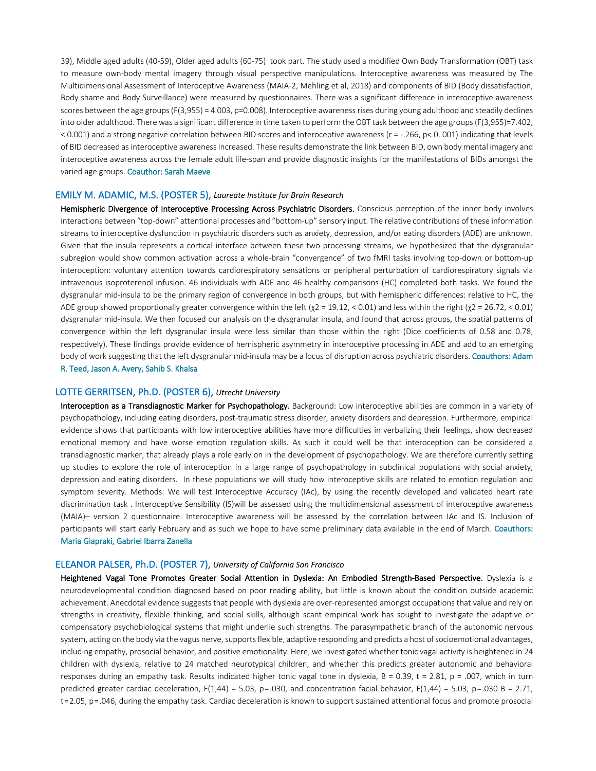39), Middle aged adults (40-59), Older aged adults (60-75) took part. The study used a modified Own Body Transformation (OBT) task to measure own-body mental imagery through visual perspective manipulations. Interoceptive awareness was measured by The Multidimensional Assessment of Interoceptive Awareness (MAIA-2, Mehling et al, 2018) and components of BID (Body dissatisfaction, Body shame and Body Surveillance) were measured by questionnaires. There was a significant difference in interoceptive awareness scores between the age groups ($F(3,955) = 4.003$, $p=0.008$). Interoceptive awareness rises during young adulthood and steadily declines into older adulthood. There was a significant difference in time taken to perform the OBT task between the age groups ($F(3,955)=7.402$, $< 0.001$) and a strong negative correlation between BID scores and interoceptive awareness ($r = -.266$, $p< 0.001$) indicating that levels of BID decreased as interoceptive awareness increased. These results demonstrate the link between BID, own body mental imagery and interoceptive awareness across the female adult life-span and provide diagnostic insights for the manifestations of BIDs amongst the varied age groups. Coauthor: Sarah Maeve

### EMILY M. ADAMIC, M.S. (POSTER 5), *Laureate Institute for Brain Research*

**Hemispheric Divergence of Interoceptive Processing Across Psychiatric Disorders.** Conscious perception of the inner body involves interactions between "top-down" attentional processes and "bottom-up" sensory input. The relative contributions of these information streams to interoceptive dysfunction in psychiatric disorders such as anxiety, depression, and/or eating disorders (ADE) are unknown. Given that the insula represents a cortical interface between these two processing streams, we hypothesized that the dysgranular subregion would show common activation across a whole-brain "convergence" of two fMRI tasks involving top-down or bottom-up interoception: voluntary attention towards cardiorespiratory sensations or peripheral perturbation of cardiorespiratory signals via intravenous isoproterenol infusion. 46 individuals with ADE and 46 healthy comparisons (HC) completed both tasks. We found the dysgranular mid-insula to be the primary region of convergence in both groups, but with hemispheric differences: relative to HC, the ADE group showed proportionally greater convergence within the left ($\chi2 = 19.12$, $< 0.01$) and less within the right ($\chi2 = 26.72$, $< 0.01$) dysgranular mid-insula. We then focused our analysis on the dysgranular insula, and found that across groups, the spatial patterns of convergence within the left dysgranular insula were less similar than those within the right (Dice coefficients of 0.58 and 0.78, respectively). These findings provide evidence of hemispheric asymmetry in interoceptive processing in ADE and add to an emerging body of work suggesting that the left dysgranular mid-insula may be a locus of disruption across psychiatric disorders. Coauthors: Adam R. Teed, Jason A. Avery, Sahib S. Khalsa

### LOTTE GERRITSEN, Ph.D. (POSTER 6), *Utrecht University*

**Interoception as a Transdiagnostic Marker for Psychopathology.** Background: Low interoceptive abilities are common in a variety of psychopathology, including eating disorders, post-traumatic stress disorder, anxiety disorders and depression. Furthermore, empirical evidence shows that participants with low interoceptive abilities have more difficulties in verbalizing their feelings, show decreased emotional memory and have worse emotion regulation skills. As such it could well be that interoception can be considered a transdiagnostic marker, that already plays a role early on in the development of psychopathology. We are therefore currently setting up studies to explore the role of interoception in a large range of psychopathology in subclinical populations with social anxiety, depression and eating disorders. In these populations we will study how interoceptive skills are related to emotion regulation and symptom severity. Methods: We will test Interoceptive Accuracy (IAc), by using the recently developed and validated heart rate discrimination task . Interoceptive Sensibility (IS)will be assessed using the multidimensional assessment of interoceptive awareness (MAIA)– version 2 questionnaire. Interoceptive awareness will be assessed by the correlation between IAc and IS. Inclusion of participants will start early February and as such we hope to have some preliminary data available in the end of March. Coauthors: Maria Giapraki, Gabriel Ibarra Zanella

### ELEANOR PALSER, Ph.D. (POSTER 7), *University of California San Francisco*

**Heightened Vagal Tone Promotes Greater Social Attention in Dyslexia: An Embodied Strength-Based Perspective.** Dyslexia is a neurodevelopmental condition diagnosed based on poor reading ability, but little is known about the condition outside academic achievement. Anecdotal evidence suggests that people with dyslexia are over-represented amongst occupations that value and rely on strengths in creativity, flexible thinking, and social skills, although scant empirical work has sought to investigate the adaptive or compensatory psychobiological systems that might underlie such strengths. The parasympathetic branch of the autonomic nervous system, acting on the body via the vagus nerve, supports flexible, adaptive responding and predicts a host of socioemotional advantages, including empathy, prosocial behavior, and positive emotionality. Here, we investigated whether tonic vagal activity is heightened in 24 children with dyslexia, relative to 24 matched neurotypical children, and whether this predicts greater autonomic and behavioral responses during an empathy task. Results indicated higher tonic vagal tone in dyslexia, $B = 0.39$, $t = 2.81$, $p = .007$, which in turn predicted greater cardiac deceleration, $F(1,44) = 5.03$, $p=.030$, and concentration facial behavior, $F(1,44) = 5.03$, $p=.030$ $B = 2.71$, $t=2.05$, $p=.046$, during the empathy task. Cardiac deceleration is known to support sustained attentional focus and promote prosocial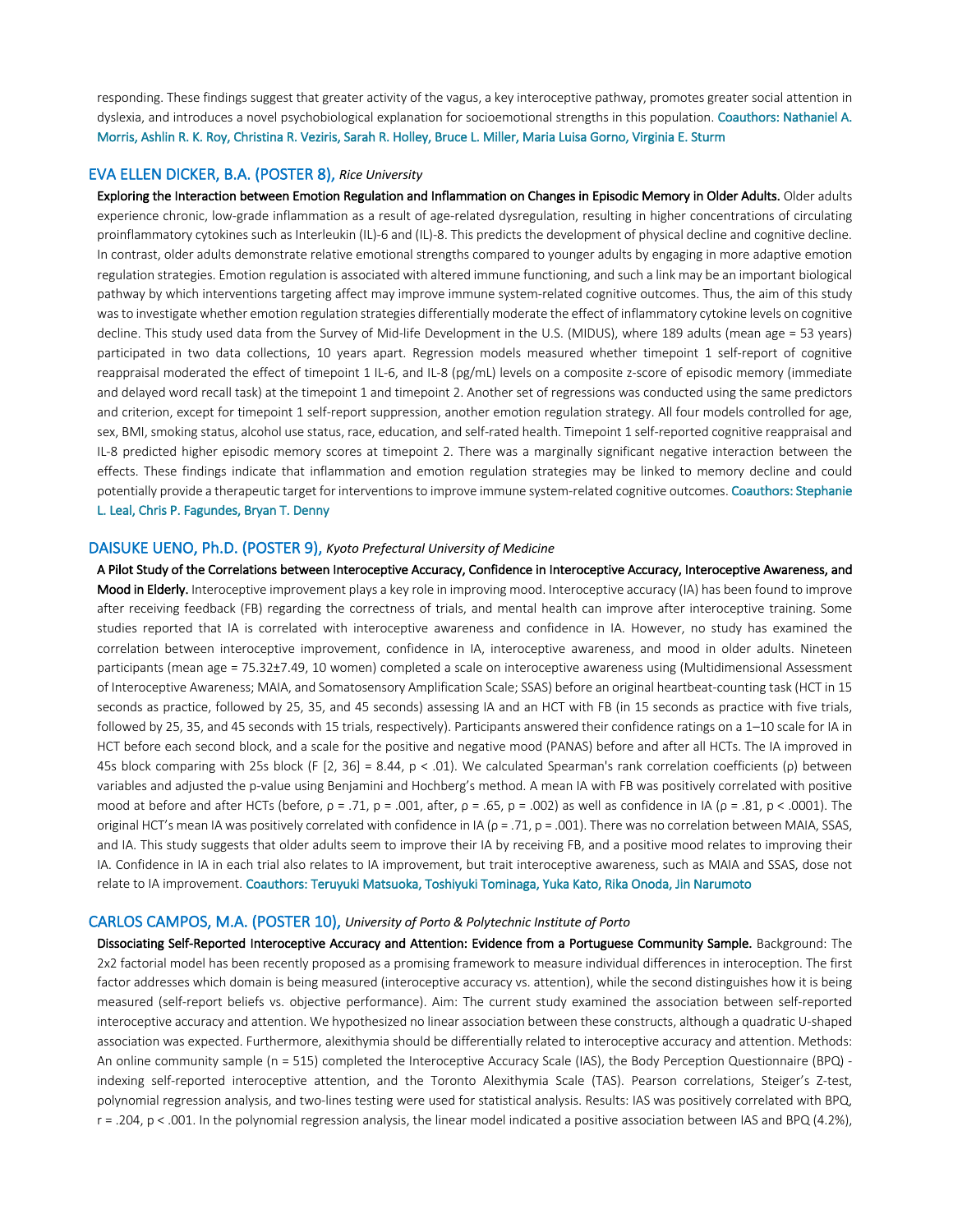responding. These findings suggest that greater activity of the vagus, a key interoceptive pathway, promotes greater social attention in dyslexia, and introduces a novel psychobiological explanation for socioemotional strengths in this population. Coauthors: Nathaniel A. Morris, Ashlin R. K. Roy, Christina R. Veziris, Sarah R. Holley, Bruce L. Miller, Maria Luisa Gorno, Virginia E. Sturm

### EVA ELLEN DICKER, B.A. (POSTER 8), *Rice University*

**Exploring the Interaction between Emotion Regulation and Inflammation on Changes in Episodic Memory in Older Adults.** Older adults experience chronic, low-grade inflammation as a result of age-related dysregulation, resulting in higher concentrations of circulating proinflammatory cytokines such as Interleukin (IL)-6 and (IL)-8. This predicts the development of physical decline and cognitive decline. In contrast, older adults demonstrate relative emotional strengths compared to younger adults by engaging in more adaptive emotion regulation strategies. Emotion regulation is associated with altered immune functioning, and such a link may be an important biological pathway by which interventions targeting affect may improve immune system-related cognitive outcomes. Thus, the aim of this study was to investigate whether emotion regulation strategies differentially moderate the effect of inflammatory cytokine levels on cognitive decline. This study used data from the Survey of Mid-life Development in the U.S. (MIDUS), where 189 adults (mean age = 53 years) participated in two data collections, 10 years apart. Regression models measured whether timepoint 1 self-report of cognitive reappraisal moderated the effect of timepoint 1 IL-6, and IL-8 (pg/mL) levels on a composite z-score of episodic memory (immediate and delayed word recall task) at the timepoint 1 and timepoint 2. Another set of regressions was conducted using the same predictors and criterion, except for timepoint 1 self-report suppression, another emotion regulation strategy. All four models controlled for age, sex, BMI, smoking status, alcohol use status, race, education, and self-rated health. Timepoint 1 self-reported cognitive reappraisal and IL-8 predicted higher episodic memory scores at timepoint 2. There was a marginally significant negative interaction between the effects. These findings indicate that inflammation and emotion regulation strategies may be linked to memory decline and could potentially provide a therapeutic target for interventions to improve immune system-related cognitive outcomes. Coauthors: Stephanie L. Leal, Chris P. Fagundes, Bryan T. Denny

### DAISUKE UENO, Ph.D. (POSTER 9), *Kyoto Prefectural University of Medicine*

**A Pilot Study of the Correlations between Interoceptive Accuracy, Confidence in Interoceptive Accuracy, Interoceptive Awareness, and Mood in Elderly.** Interoceptive improvement plays a key role in improving mood. Interoceptive accuracy (IA) has been found to improve after receiving feedback (FB) regarding the correctness of trials, and mental health can improve after interoceptive training. Some studies reported that IA is correlated with interoceptive awareness and confidence in IA. However, no study has examined the correlation between interoceptive improvement, confidence in IA, interoceptive awareness, and mood in older adults. Nineteen participants (mean age = 75.32±7.49, 10 women) completed a scale on interoceptive awareness using (Multidimensional Assessment of Interoceptive Awareness; MAIA, and Somatosensory Amplification Scale; SSAS) before an original heartbeat-counting task (HCT in 15 seconds as practice, followed by 25, 35, and 45 seconds) assessing IA and an HCT with FB (in 15 seconds as practice with five trials, followed by 25, 35, and 45 seconds with 15 trials, respectively). Participants answered their confidence ratings on a 1–10 scale for IA in HCT before each second block, and a scale for the positive and negative mood (PANAS) before and after all HCTs. The IA improved in 45s block comparing with 25s block ($F$ [2, 36] = 8.44, $p < .01$). We calculated Spearman's rank correlation coefficients (ρ) between variables and adjusted the p-value using Benjamini and Hochberg's method. A mean IA with FB was positively correlated with positive mood at before and after HCTs (before, $\rho = .71$, $p = .001$, after, $\rho = .65$, $p = .002$) as well as confidence in IA ($\rho = .81$, $p < .0001$). The original HCT's mean IA was positively correlated with confidence in IA ($\rho = .71$, $p = .001$). There was no correlation between MAIA, SSAS, and IA. This study suggests that older adults seem to improve their IA by receiving FB, and a positive mood relates to improving their IA. Confidence in IA in each trial also relates to IA improvement, but trait interoceptive awareness, such as MAIA and SSAS, dose not relate to IA improvement. Coauthors: Teruyuki Matsuoka, Toshiyuki Tominaga, Yuka Kato, Rika Onoda, Jin Narumoto

### CARLOS CAMPOS, M.A. (POSTER 10), *University of Porto & Polytechnic Institute of Porto*

**Dissociating Self-Reported Interoceptive Accuracy and Attention: Evidence from a Portuguese Community Sample.** Background: The 2x2 factorial model has been recently proposed as a promising framework to measure individual differences in interoception. The first factor addresses which domain is being measured (interoceptive accuracy vs. attention), while the second distinguishes how it is being measured (self-report beliefs vs. objective performance). Aim: The current study examined the association between self-reported interoceptive accuracy and attention. We hypothesized no linear association between these constructs, although a quadratic U-shaped association was expected. Furthermore, alexithymia should be differentially related to interoceptive accuracy and attention. Methods: An online community sample ($n = 515$) completed the Interoceptive Accuracy Scale (IAS), the Body Perception Questionnaire (BPQ) - indexing self-reported interoceptive attention, and the Toronto Alexithymia Scale (TAS). Pearson correlations, Steiger's Z-test, polynomial regression analysis, and two-lines testing were used for statistical analysis. Results: IAS was positively correlated with BPQ, $r = .204$, $p < .001$. In the polynomial regression analysis, the linear model indicated a positive association between IAS and BPQ (4.2%),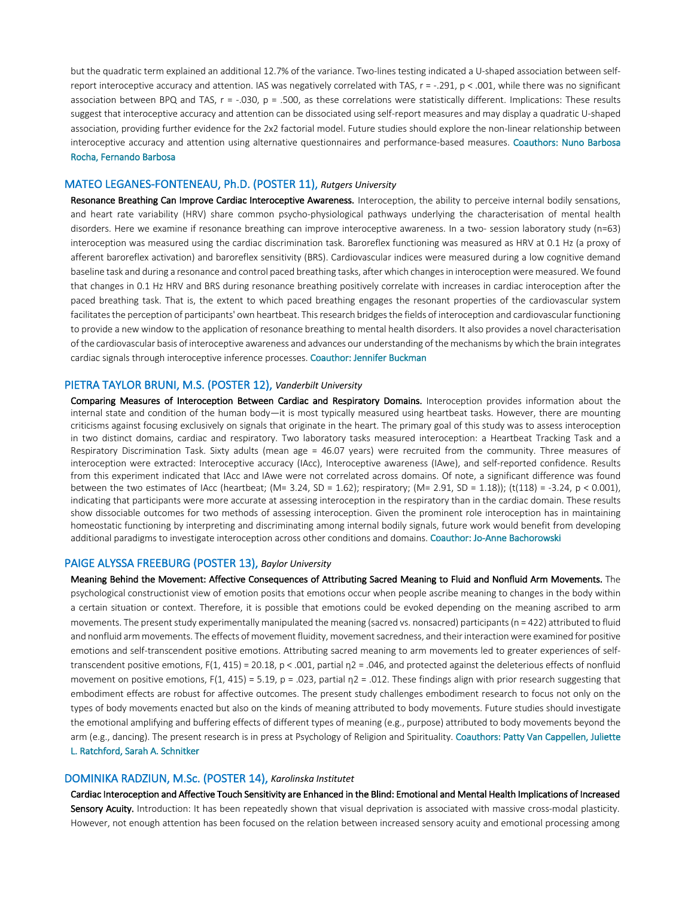but the quadratic term explained an additional 12.7% of the variance. Two-lines testing indicated a U-shaped association between self-report interoceptive accuracy and attention. IAS was negatively correlated with TAS, $r = -.291$, $p < .001$, while there was no significant association between BPQ and TAS, $r = -.030$, $p = .500$, as these correlations were statistically different. Implications: These results suggest that interoceptive accuracy and attention can be dissociated using self-report measures and may display a quadratic U-shaped association, providing further evidence for the 2x2 factorial model. Future studies should explore the non-linear relationship between interoceptive accuracy and attention using alternative questionnaires and performance-based measures. Coauthors: Nuno Barbosa Rocha, Fernando Barbosa

### MATEO LEGANES-FONTENEAU, Ph.D. (POSTER 11), *Rutgers University*

**Resonance Breathing Can Improve Cardiac Interoceptive Awareness.** Interoception, the ability to perceive internal bodily sensations, and heart rate variability (HRV) share common psycho-physiological pathways underlying the characterisation of mental health disorders. Here we examine if resonance breathing can improve interoceptive awareness. In a two- session laboratory study (n=63) interoception was measured using the cardiac discrimination task. Baroreflex functioning was measured as HRV at 0.1 Hz (a proxy of afferent baroreflex activation) and baroreflex sensitivity (BRS). Cardiovascular indices were measured during a low cognitive demand baseline task and during a resonance and control paced breathing tasks, after which changes in interoception were measured. We found that changes in 0.1 Hz HRV and BRS during resonance breathing positively correlate with increases in cardiac interoception after the paced breathing task. That is, the extent to which paced breathing engages the resonant properties of the cardiovascular system facilitates the perception of participants' own heartbeat. This research bridges the fields of interoception and cardiovascular functioning to provide a new window to the application of resonance breathing to mental health disorders. It also provides a novel characterisation of the cardiovascular basis of interoceptive awareness and advances our understanding of the mechanisms by which the brain integrates cardiac signals through interoceptive inference processes. Coauthor: Jennifer Buckman

### PIETRA TAYLOR BRUNI, M.S. (POSTER 12), *Vanderbilt University*

**Comparing Measures of Interoception Between Cardiac and Respiratory Domains.** Interoception provides information about the internal state and condition of the human body—it is most typically measured using heartbeat tasks. However, there are mounting criticisms against focusing exclusively on signals that originate in the heart. The primary goal of this study was to assess interoception in two distinct domains, cardiac and respiratory. Two laboratory tasks measured interoception: a Heartbeat Tracking Task and a Respiratory Discrimination Task. Sixty adults (mean age = 46.07 years) were recruited from the community. Three measures of interoception were extracted: Interoceptive accuracy (IAcc), Interoceptive awareness (IAwe), and self-reported confidence. Results from this experiment indicated that IAcc and IAwe were not correlated across domains. Of note, a significant difference was found between the two estimates of IAcc (heartbeat; (M= 3.24, SD = 1.62); respiratory; (M= 2.91, SD = 1.18)); ($t(118) = -3.24$, $p < 0.001$), indicating that participants were more accurate at assessing interoception in the respiratory than in the cardiac domain. These results show dissociable outcomes for two methods of assessing interoception. Given the prominent role interoception has in maintaining homeostatic functioning by interpreting and discriminating among internal bodily signals, future work would benefit from developing additional paradigms to investigate interoception across other conditions and domains. Coauthor: Jo-Anne Bachorowski

### PAIGE ALYSSA FREEBURG (POSTER 13), *Baylor University*

**Meaning Behind the Movement: Affective Consequences of Attributing Sacred Meaning to Fluid and Nonfluid Arm Movements.** The psychological constructionist view of emotion posits that emotions occur when people ascribe meaning to changes in the body within a certain situation or context. Therefore, it is possible that emotions could be evoked depending on the meaning ascribed to arm movements. The present study experimentally manipulated the meaning (sacred vs. nonsacred) participants (n = 422) attributed to fluid and nonfluid arm movements. The effects of movement fluidity, movement sacredness, and their interaction were examined for positive emotions and self-transcendent positive emotions. Attributing sacred meaning to arm movements led to greater experiences of self-transcendent positive emotions, $F(1, 415) = 20.18$, $p < .001$, partial $\eta^2 = .046$, and protected against the deleterious effects of nonfluid movement on positive emotions, $F(1, 415) = 5.19$, $p = .023$, partial $\eta^2 = .012$. These findings align with prior research suggesting that embodiment effects are robust for affective outcomes. The present study challenges embodiment research to focus not only on the types of body movements enacted but also on the kinds of meaning attributed to body movements. Future studies should investigate the emotional amplifying and buffering effects of different types of meaning (e.g., purpose) attributed to body movements beyond the arm (e.g., dancing). The present research is in press at Psychology of Religion and Spirituality. Coauthors: Patty Van Cappellen, Juliette L. Ratchford, Sarah A. Schnitker

### DOMINIKA RADZIUN, M.Sc. (POSTER 14), *Karolinska Institutet*

**Cardiac Interoception and Affective Touch Sensitivity are Enhanced in the Blind: Emotional and Mental Health Implications of Increased Sensory Acuity.** Introduction: It has been repeatedly shown that visual deprivation is associated with massive cross-modal plasticity. However, not enough attention has been focused on the relation between increased sensory acuity and emotional processing among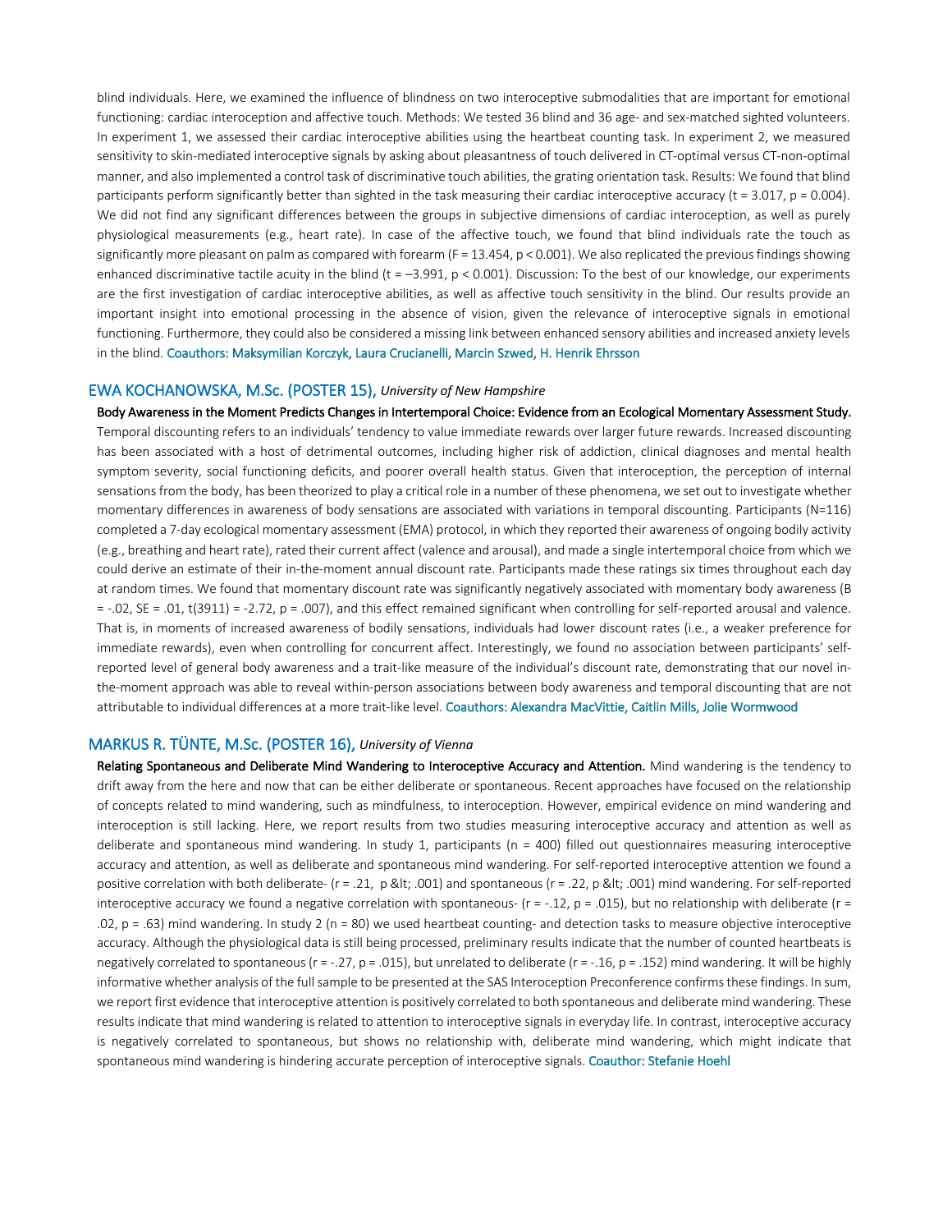blind individuals. Here, we examined the influence of blindness on two interoceptive submodalities that are important for emotional functioning: cardiac interoception and affective touch. Methods: We tested 36 blind and 36 age- and sex-matched sighted volunteers. In experiment 1, we assessed their cardiac interoceptive abilities using the heartbeat counting task. In experiment 2, we measured sensitivity to skin-mediated interoceptive signals by asking about pleasantness of touch delivered in CT-optimal versus CT-non-optimal manner, and also implemented a control task of discriminative touch abilities, the grating orientation task. Results: We found that blind participants perform significantly better than sighted in the task measuring their cardiac interoceptive accuracy ($t = 3.017$, $p = 0.004$). We did not find any significant differences between the groups in subjective dimensions of cardiac interoception, as well as purely physiological measurements (e.g., heart rate). In case of the affective touch, we found that blind individuals rate the touch as significantly more pleasant on palm as compared with forearm ($F = 13.454$, $p < 0.001$). We also replicated the previous findings showing enhanced discriminative tactile acuity in the blind ($t = –3.991$, $p < 0.001$). Discussion: To the best of our knowledge, our experiments are the first investigation of cardiac interoceptive abilities, as well as affective touch sensitivity in the blind. Our results provide an important insight into emotional processing in the absence of vision, given the relevance of interoceptive signals in emotional functioning. Furthermore, they could also be considered a missing link between enhanced sensory abilities and increased anxiety levels in the blind. Coauthors: Maksymilian Korczyk, Laura Crucianelli, Marcin Szwed, H. Henrik Ehrsson

## EWA KOCHANOWSKA, M.Sc. (POSTER 15), *University of New Hampshire*

**Body Awareness in the Moment Predicts Changes in Intertemporal Choice: Evidence from an Ecological Momentary Assessment Study.** Temporal discounting refers to an individuals' tendency to value immediate rewards over larger future rewards. Increased discounting has been associated with a host of detrimental outcomes, including higher risk of addiction, clinical diagnoses and mental health symptom severity, social functioning deficits, and poorer overall health status. Given that interoception, the perception of internal sensations from the body, has been theorized to play a critical role in a number of these phenomena, we set out to investigate whether momentary differences in awareness of body sensations are associated with variations in temporal discounting. Participants (N=116) completed a 7-day ecological momentary assessment (EMA) protocol, in which they reported their awareness of ongoing bodily activity (e.g., breathing and heart rate), rated their current affect (valence and arousal), and made a single intertemporal choice from which we could derive an estimate of their in-the-moment annual discount rate. Participants made these ratings six times throughout each day at random times. We found that momentary discount rate was significantly negatively associated with momentary body awareness ($B = -.02$, $SE = .01$, $t(3911) = -2.72$, $p = .007$), and this effect remained significant when controlling for self-reported arousal and valence. That is, in moments of increased awareness of bodily sensations, individuals had lower discount rates (i.e., a weaker preference for immediate rewards), even when controlling for concurrent affect. Interestingly, we found no association between participants' self-reported level of general body awareness and a trait-like measure of the individual's discount rate, demonstrating that our novel in-the-moment approach was able to reveal within-person associations between body awareness and temporal discounting that are not attributable to individual differences at a more trait-like level. Coauthors: Alexandra MacVittie, Caitlin Mills, Jolie Wormwood

## MARKUS R. TÜNTE, M.Sc. (POSTER 16), *University of Vienna*

**Relating Spontaneous and Deliberate Mind Wandering to Interoceptive Accuracy and Attention.** Mind wandering is the tendency to drift away from the here and now that can be either deliberate or spontaneous. Recent approaches have focused on the relationship of concepts related to mind wandering, such as mindfulness, to interoception. However, empirical evidence on mind wandering and interoception is still lacking. Here, we report results from two studies measuring interoceptive accuracy and attention as well as deliberate and spontaneous mind wandering. In study 1, participants (n = 400) filled out questionnaires measuring interoceptive accuracy and attention, as well as deliberate and spontaneous mind wandering. For self-reported interoceptive attention we found a positive correlation with both deliberate- ($r = .21$, $p < .001$) and spontaneous ($r = .22$, $p < .001$) mind wandering. For self-reported interoceptive accuracy we found a negative correlation with spontaneous- ($r = -.12$, $p = .015$), but no relationship with deliberate ($r = .02$, $p = .63$) mind wandering. In study 2 (n = 80) we used heartbeat counting- and detection tasks to measure objective interoceptive accuracy. Although the physiological data is still being processed, preliminary results indicate that the number of counted heartbeats is negatively correlated to spontaneous ($r = -.27$, $p = .015$), but unrelated to deliberate ($r = -.16$, $p = .152$) mind wandering. It will be highly informative whether analysis of the full sample to be presented at the SAS Interoception Preconference confirms these findings. In sum, we report first evidence that interoceptive attention is positively correlated to both spontaneous and deliberate mind wandering. These results indicate that mind wandering is related to attention to interoceptive signals in everyday life. In contrast, interoceptive accuracy is negatively correlated to spontaneous, but shows no relationship with, deliberate mind wandering, which might indicate that spontaneous mind wandering is hindering accurate perception of interoceptive signals. Coauthor: Stefanie Hoehl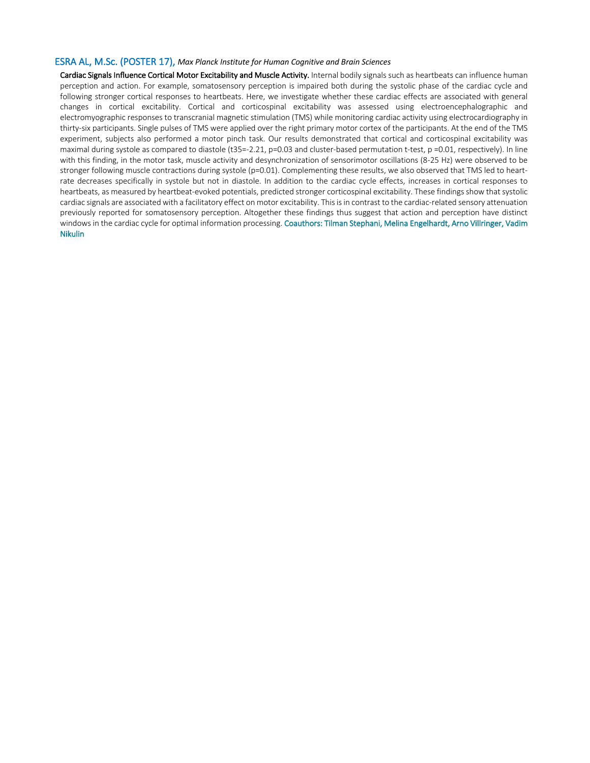### ESRA AL, M.Sc. (POSTER 17), *Max Planck Institute for Human Cognitive and Brain Sciences*

**Cardiac Signals Influence Cortical Motor Excitability and Muscle Activity.** Internal bodily signals such as heartbeats can influence human perception and action. For example, somatosensory perception is impaired both during the systolic phase of the cardiac cycle and following stronger cortical responses to heartbeats. Here, we investigate whether these cardiac effects are associated with general changes in cortical excitability. Cortical and corticospinal excitability was assessed using electroencephalographic and electromyographic responses to transcranial magnetic stimulation (TMS) while monitoring cardiac activity using electrocardiography in thirty-six participants. Single pulses of TMS were applied over the right primary motor cortex of the participants. At the end of the TMS experiment, subjects also performed a motor pinch task. Our results demonstrated that cortical and corticospinal excitability was maximal during systole as compared to diastole ($t_{35}=-2.21$, $p=0.03$ and cluster-based permutation t-test, $p=0.01$, respectively). In line with this finding, in the motor task, muscle activity and desynchronization of sensorimotor oscillations (8-25 Hz) were observed to be stronger following muscle contractions during systole ($p=0.01$). Complementing these results, we also observed that TMS led to heart-rate decreases specifically in systole but not in diastole. In addition to the cardiac cycle effects, increases in cortical responses to heartbeats, as measured by heartbeat-evoked potentials, predicted stronger corticospinal excitability. These findings show that systolic cardiac signals are associated with a facilitatory effect on motor excitability. This is in contrast to the cardiac-related sensory attenuation previously reported for somatosensory perception. Altogether these findings thus suggest that action and perception have distinct windows in the cardiac cycle for optimal information processing. Coauthors: Tilman Stephani, Melina Engelhardt, Arno Villringer, Vadim Nikulin